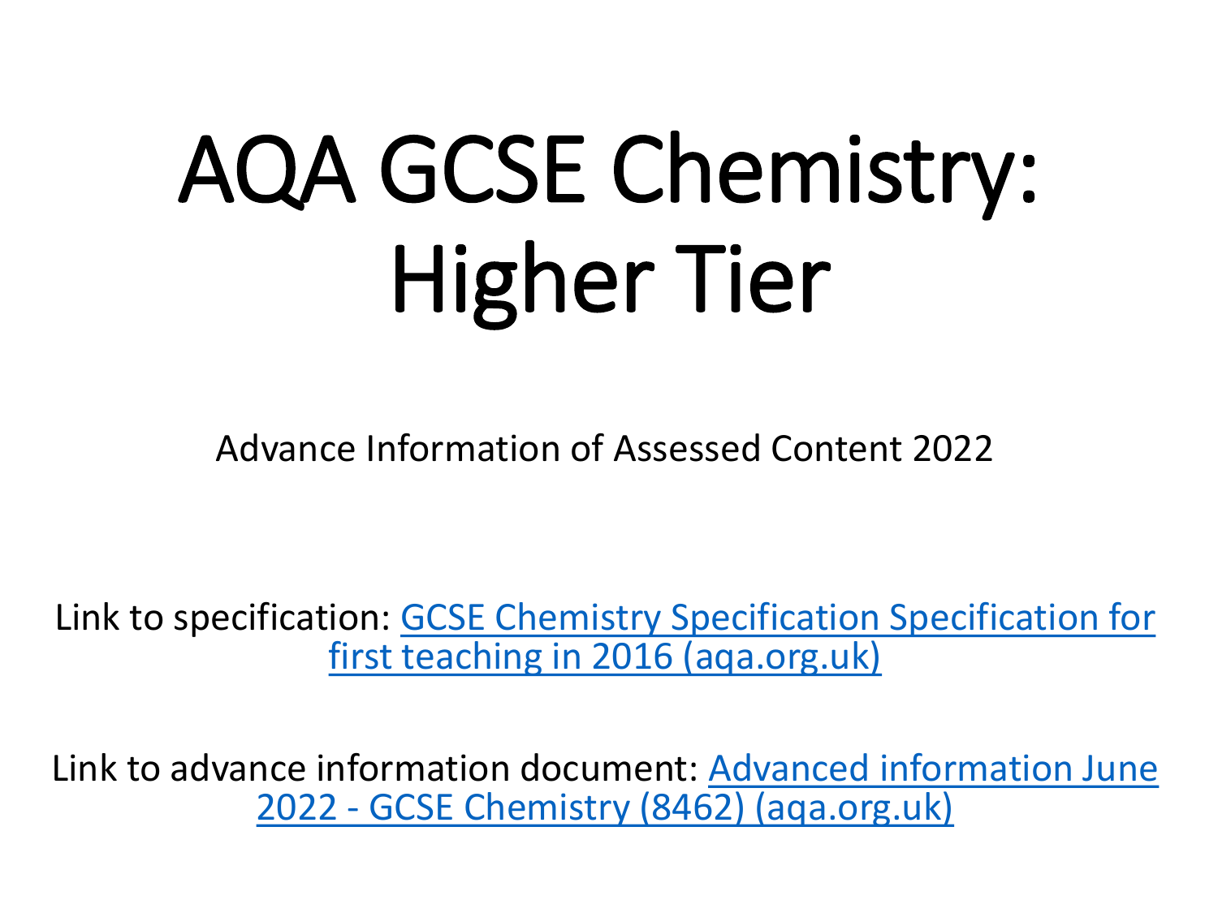# AQA GCSE Chemistry: Higher Tier

Advance Information of Assessed Content 2022

Link to specification: GCSE Chemistry Specification Specification for first teaching in 2016 (aqa.org.uk)

Link to advance information document: Advanced information June 2022 - GCSE Chemistry (8462) (aqa.org.uk)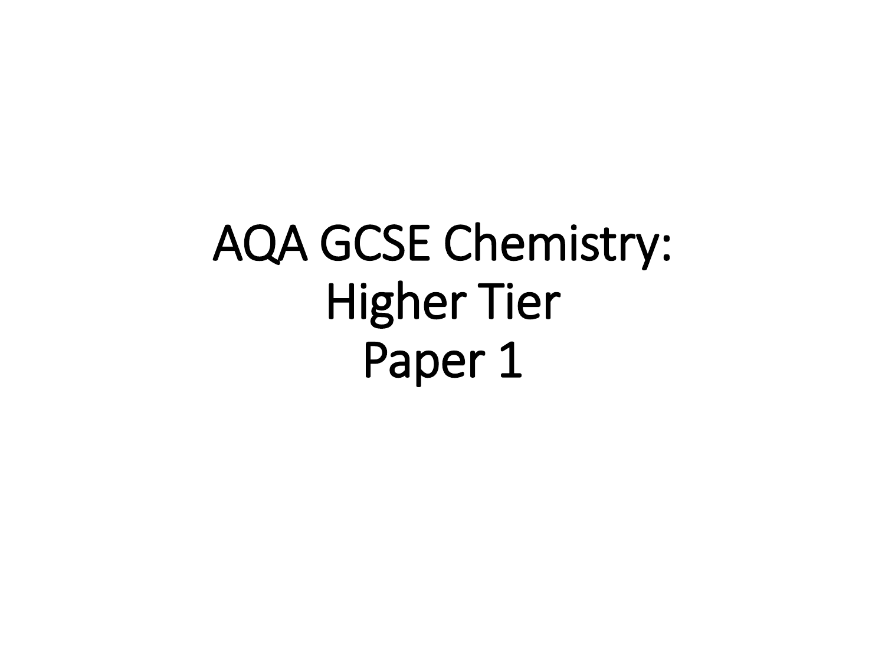# AQA GCSE Chemistry: Higher Tier Paper 1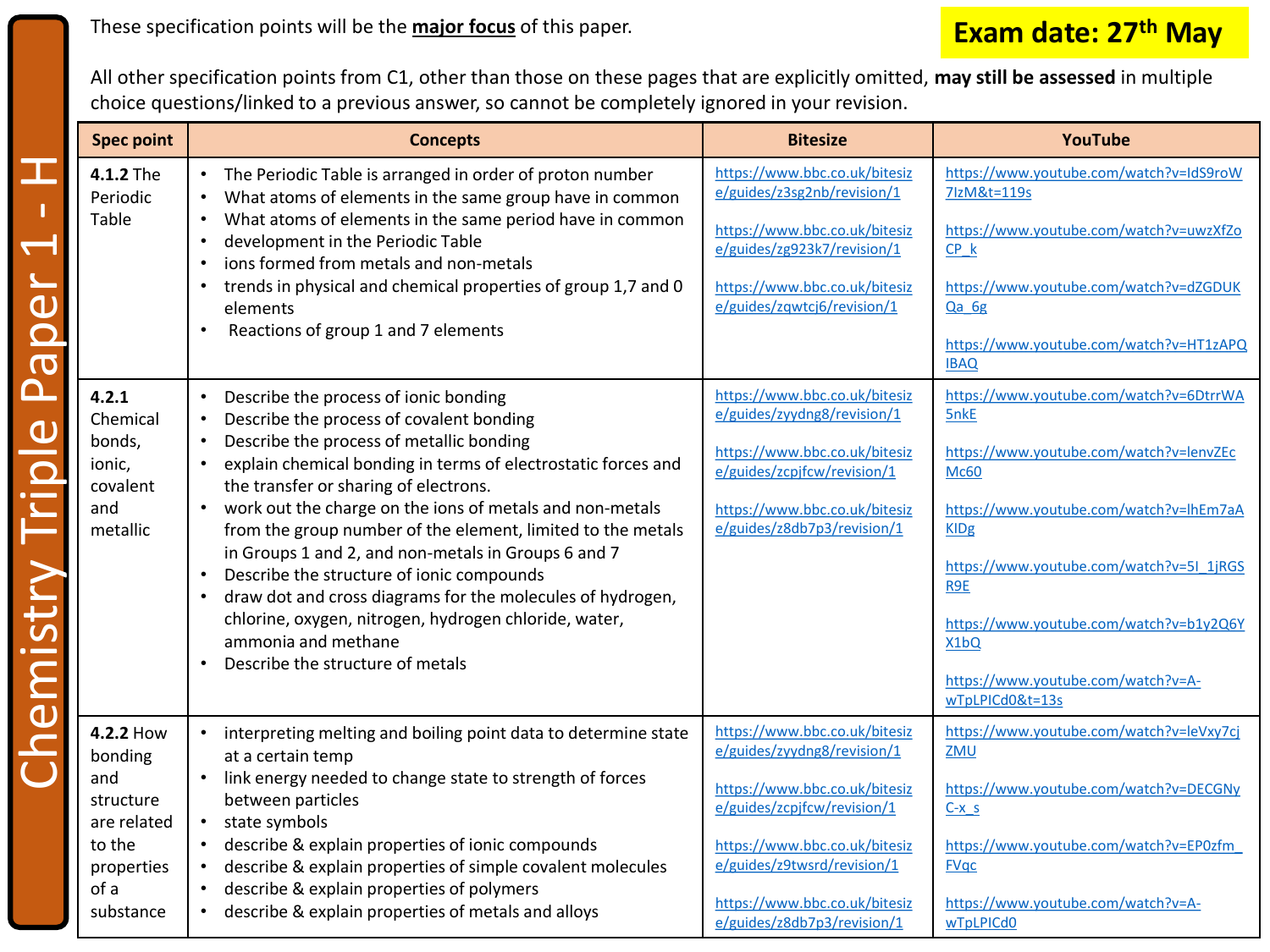# Chemistry Triple Paper 1 - H

**Exam date: 27th May**

These specification points will be the **major focus** of this paper.

All other specification points from C1, other than those on these pages that are explicitly omitted, **may still be assessed** in multiple choice questions/linked to a previous answer, so cannot be completely ignored in your revision.

| Spec point | Concepts | Bitesize | YouTube |
|---|---|---|---|
| **4.1.2** The Periodic Table | • The Periodic Table is arranged in order of proton number<br>• What atoms of elements in the same group have in common<br>• What atoms of elements in the same period have in common<br>• development in the Periodic Table<br>• ions formed from metals and non-metals<br>• trends in physical and chemical properties of group 1,7 and 0 elements<br>• Reactions of group 1 and 7 elements | https://www.bbc.co.uk/bitesize/guides/z3sg2nb/revision/1<br><br>https://www.bbc.co.uk/bitesize/guides/zg923k7/revision/1<br><br>https://www.bbc.co.uk/bitesize/guides/zqwtcj6/revision/1 | https://www.youtube.com/watch?v=IdS9roW7IzM&t=119s<br><br>https://www.youtube.com/watch?v=uwzXfZoCP_k<br><br>https://www.youtube.com/watch?v=dZGDUKQa_6g<br><br>https://www.youtube.com/watch?v=HT1zAPQIBAQ |
| **4.2.1** Chemical bonds, ionic, covalent and metallic | • Describe the process of ionic bonding<br>• Describe the process of covalent bonding<br>• Describe the process of metallic bonding<br>• explain chemical bonding in terms of electrostatic forces and the transfer or sharing of electrons.<br>• work out the charge on the ions of metals and non-metals from the group number of the element, limited to the metals in Groups 1 and 2, and non-metals in Groups 6 and 7<br>• Describe the structure of ionic compounds<br>• draw dot and cross diagrams for the molecules of hydrogen, chlorine, oxygen, nitrogen, hydrogen chloride, water, ammonia and methane<br>• Describe the structure of metals | https://www.bbc.co.uk/bitesize/guides/zyydng8/revision/1<br><br>https://www.bbc.co.uk/bitesize/guides/zcpjfcw/revision/1<br><br>https://www.bbc.co.uk/bitesize/guides/z8db7p3/revision/1 | https://www.youtube.com/watch?v=6DtrrWA5nkE<br><br>https://www.youtube.com/watch?v=lenvZEcMc60<br><br>https://www.youtube.com/watch?v=lhEm7aAKIDg<br><br>https://www.youtube.com/watch?v=5I_1jRGSR9E<br><br>https://www.youtube.com/watch?v=b1y2Q6YX1bQ<br><br>https://www.youtube.com/watch?v=A-wTpLPICd0&t=13s |
| **4.2.2** How bonding and structure are related to the properties of a substance | • interpreting melting and boiling point data to determine state at a certain temp<br>• link energy needed to change state to strength of forces between particles<br>• state symbols<br>• describe & explain properties of ionic compounds<br>• describe & explain properties of simple covalent molecules<br>• describe & explain properties of polymers<br>• describe & explain properties of metals and alloys | https://www.bbc.co.uk/bitesize/guides/zyydng8/revision/1<br><br>https://www.bbc.co.uk/bitesize/guides/zcpjfcw/revision/1<br><br>https://www.bbc.co.uk/bitesize/guides/z9twsrd/revision/1<br><br>https://www.bbc.co.uk/bitesize/guides/z8db7p3/revision/1 | https://www.youtube.com/watch?v=leVxy7cjZMU<br><br>https://www.youtube.com/watch?v=DECGNyC-x_s<br><br>https://www.youtube.com/watch?v=EP0zfm_FVqc<br><br>https://www.youtube.com/watch?v=A-wTpLPICd0 |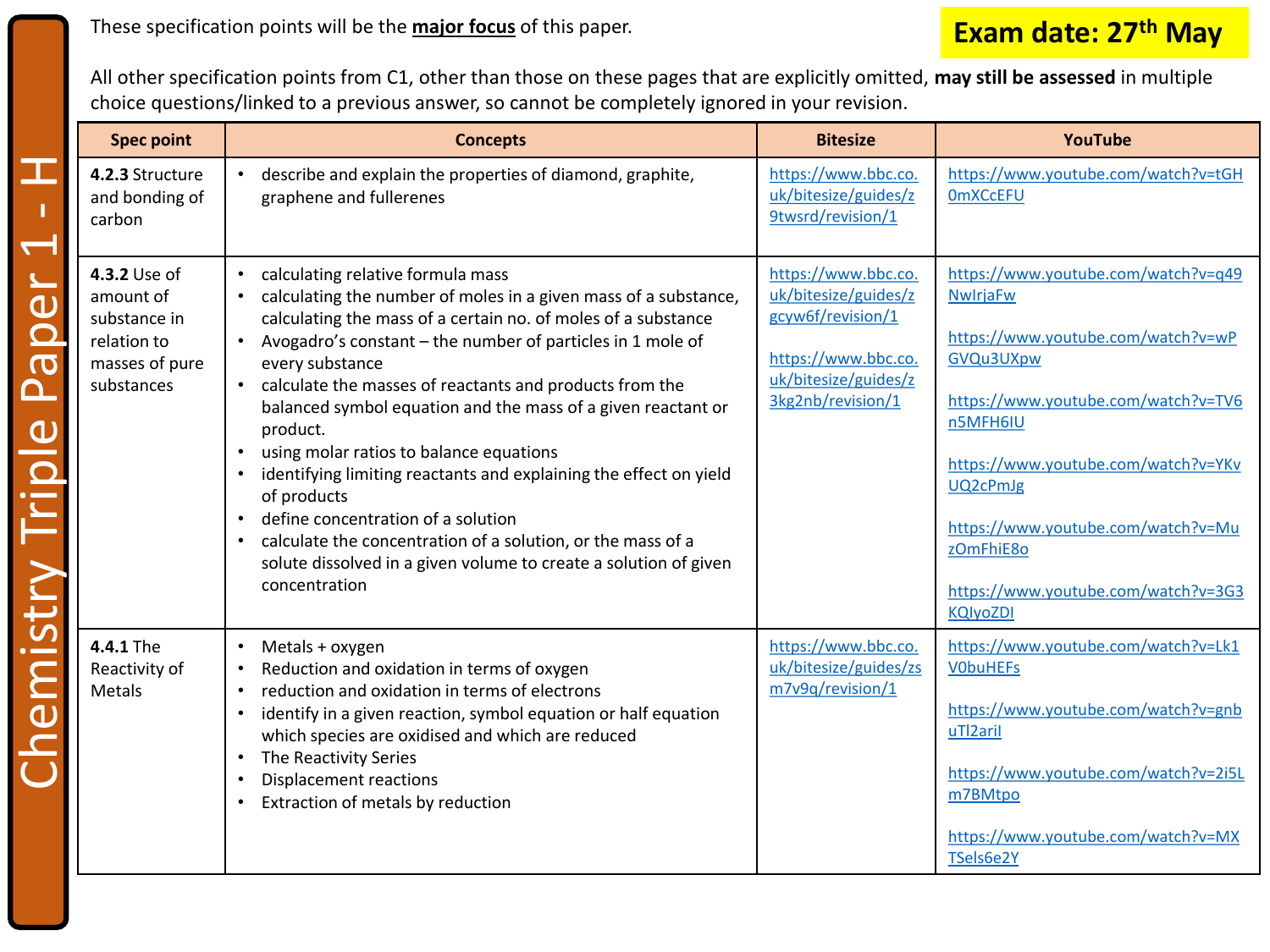# Chemistry Triple Paper 1 - H

**Exam date: 27th May**

These specification points will be the **major focus** of this paper.

All other specification points from C1, other than those on these pages that are explicitly omitted, **may still be assessed** in multiple choice questions/linked to a previous answer, so cannot be completely ignored in your revision.

| Spec point | Concepts | Bitesize | YouTube |
|---|---|---|---|
| **4.2.3** Structure and bonding of carbon | • describe and explain the properties of diamond, graphite, graphene and fullerenes | https://www.bbc.co.uk/bitesize/guides/z9twsrd/revision/1 | https://www.youtube.com/watch?v=tGH0mXCcEFU |
| **4.3.2** Use of amount of substance in relation to masses of pure substances | • calculating relative formula mass<br>• calculating the number of moles in a given mass of a substance, calculating the mass of a certain no. of moles of a substance<br>• Avogadro's constant – the number of particles in 1 mole of every substance<br>• calculate the masses of reactants and products from the balanced symbol equation and the mass of a given reactant or product.<br>• using molar ratios to balance equations<br>• identifying limiting reactants and explaining the effect on yield of products<br>• define concentration of a solution<br>• calculate the concentration of a solution, or the mass of a solute dissolved in a given volume to create a solution of given concentration | https://www.bbc.co.uk/bitesize/guides/zgcyw6f/revision/1<br><br>https://www.bbc.co.uk/bitesize/guides/z3kg2nb/revision/1 | https://www.youtube.com/watch?v=q49NwIrjaFw<br><br>https://www.youtube.com/watch?v=wPGVQu3UXpw<br><br>https://www.youtube.com/watch?v=TV6n5MFH6IU<br><br>https://www.youtube.com/watch?v=YKvUQ2cPmJg<br><br>https://www.youtube.com/watch?v=MuzOmFhiE8o<br><br>https://www.youtube.com/watch?v=3G3KQIyoZDI |
| **4.4.1** The Reactivity of Metals | • Metals + oxygen<br>• Reduction and oxidation in terms of oxygen<br>• reduction and oxidation in terms of electrons<br>• identify in a given reaction, symbol equation or half equation which species are oxidised and which are reduced<br>• The Reactivity Series<br>• Displacement reactions<br>• Extraction of metals by reduction | https://www.bbc.co.uk/bitesize/guides/zsm7v9q/revision/1 | https://www.youtube.com/watch?v=Lk1V0buHEFs<br><br>https://www.youtube.com/watch?v=gnbuTl2aril<br><br>https://www.youtube.com/watch?v=2i5Lm7BMtpo<br><br>https://www.youtube.com/watch?v=MXTSels6e2Y |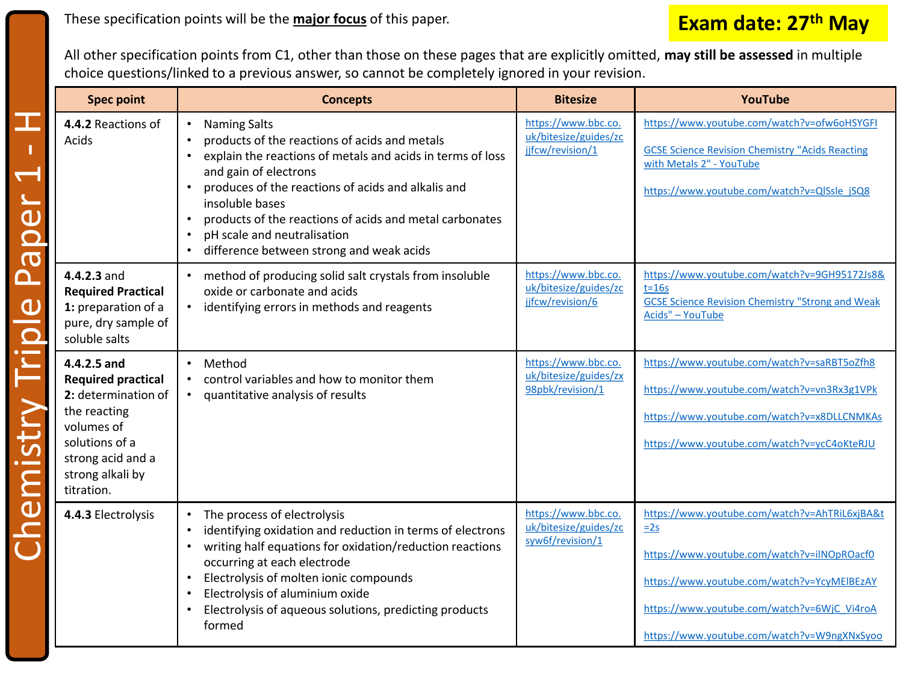# Chemistry Triple Paper 1 - H

**Exam date: 27th May**

These specification points will be the **major focus** of this paper.

All other specification points from C1, other than those on these pages that are explicitly omitted, **may still be assessed** in multiple choice questions/linked to a previous answer, so cannot be completely ignored in your revision.

| Spec point | Concepts | Bitesize | YouTube |
|---|---|---|---|
| **4.4.2** Reactions of Acids | • Naming Salts<br>• products of the reactions of acids and metals<br>• explain the reactions of metals and acids in terms of loss and gain of electrons<br>• produces of the reactions of acids and alkalis and insoluble bases<br>• products of the reactions of acids and metal carbonates<br>• pH scale and neutralisation<br>• difference between strong and weak acids | https://www.bbc.co.uk/bitesize/guides/zcjjfcw/revision/1 | https://www.youtube.com/watch?v=ofw6oHSYGFI<br><br>GCSE Science Revision Chemistry "Acids Reacting with Metals 2" - YouTube<br><br>https://www.youtube.com/watch?v=QlSsle_jSQ8 |
| **4.4.2.3** and **Required Practical 1:** preparation of a pure, dry sample of soluble salts | • method of producing solid salt crystals from insoluble oxide or carbonate and acids<br>• identifying errors in methods and reagents | https://www.bbc.co.uk/bitesize/guides/zcjjfcw/revision/6 | https://www.youtube.com/watch?v=9GH95172Js8&t=16s<br>GCSE Science Revision Chemistry "Strong and Weak Acids" – YouTube |
| **4.4.2.5 and Required practical 2:** determination of the reacting volumes of solutions of a strong acid and a strong alkali by titration. | • Method<br>• control variables and how to monitor them<br>• quantitative analysis of results | https://www.bbc.co.uk/bitesize/guides/zx98pbk/revision/1 | https://www.youtube.com/watch?v=saRBT5oZfh8<br><br>https://www.youtube.com/watch?v=vn3Rx3g1VPk<br><br>https://www.youtube.com/watch?v=x8DLLCNMKAs<br><br>https://www.youtube.com/watch?v=ycC4oKteRJU |
| **4.4.3** Electrolysis | • The process of electrolysis<br>• identifying oxidation and reduction in terms of electrons<br>• writing half equations for oxidation/reduction reactions occurring at each electrode<br>• Electrolysis of molten ionic compounds<br>• Electrolysis of aluminium oxide<br>• Electrolysis of aqueous solutions, predicting products formed | https://www.bbc.co.uk/bitesize/guides/zcsyw6f/revision/1 | https://www.youtube.com/watch?v=AhTRiL6xjBA&t=2s<br><br>https://www.youtube.com/watch?v=ilNOpROacf0<br><br>https://www.youtube.com/watch?v=YcyMElBEzAY<br><br>https://www.youtube.com/watch?v=6WjC_Vi4roA<br><br>https://www.youtube.com/watch?v=W9ngXNxSyoo |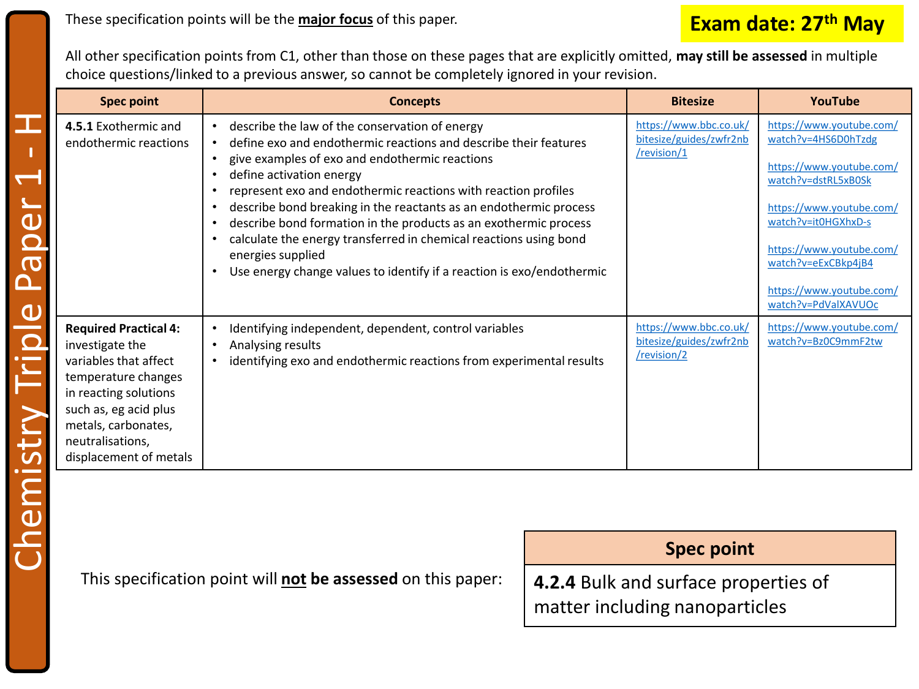# Chemistry Triple Paper 1 - H

**Exam date: 27th May**

These specification points will be the **major focus** of this paper.

All other specification points from C1, other than those on these pages that are explicitly omitted, **may still be assessed** in multiple choice questions/linked to a previous answer, so cannot be completely ignored in your revision.

| Spec point | Concepts | Bitesize | YouTube |
|---|---|---|---|
| **4.5.1** Exothermic and endothermic reactions | • describe the law of the conservation of energy<br>• define exo and endothermic reactions and describe their features<br>• give examples of exo and endothermic reactions<br>• define activation energy<br>• represent exo and endothermic reactions with reaction profiles<br>• describe bond breaking in the reactants as an endothermic process<br>• describe bond formation in the products as an exothermic process<br>• calculate the energy transferred in chemical reactions using bond energies supplied<br>• Use energy change values to identify if a reaction is exo/endothermic | https://www.bbc.co.uk/bitesize/guides/zwfr2nb/revision/1 | https://www.youtube.com/watch?v=4HS6D0hTzdg<br><br>https://www.youtube.com/watch?v=dstRL5xB0Sk<br><br>https://www.youtube.com/watch?v=it0HGXhxD-s<br><br>https://www.youtube.com/watch?v=eExCBkp4jB4<br><br>https://www.youtube.com/watch?v=PdValXAVUOc |
| **Required Practical 4:** investigate the variables that affect temperature changes in reacting solutions such as, eg acid plus metals, carbonates, neutralisations, displacement of metals | • Identifying independent, dependent, control variables<br>• Analysing results<br>• identifying exo and endothermic reactions from experimental results | https://www.bbc.co.uk/bitesize/guides/zwfr2nb/revision/2 | https://www.youtube.com/watch?v=Bz0C9mmF2tw |

This specification point will **not be assessed** on this paper:

| Spec point |
|---|
| **4.2.4** Bulk and surface properties of matter including nanoparticles |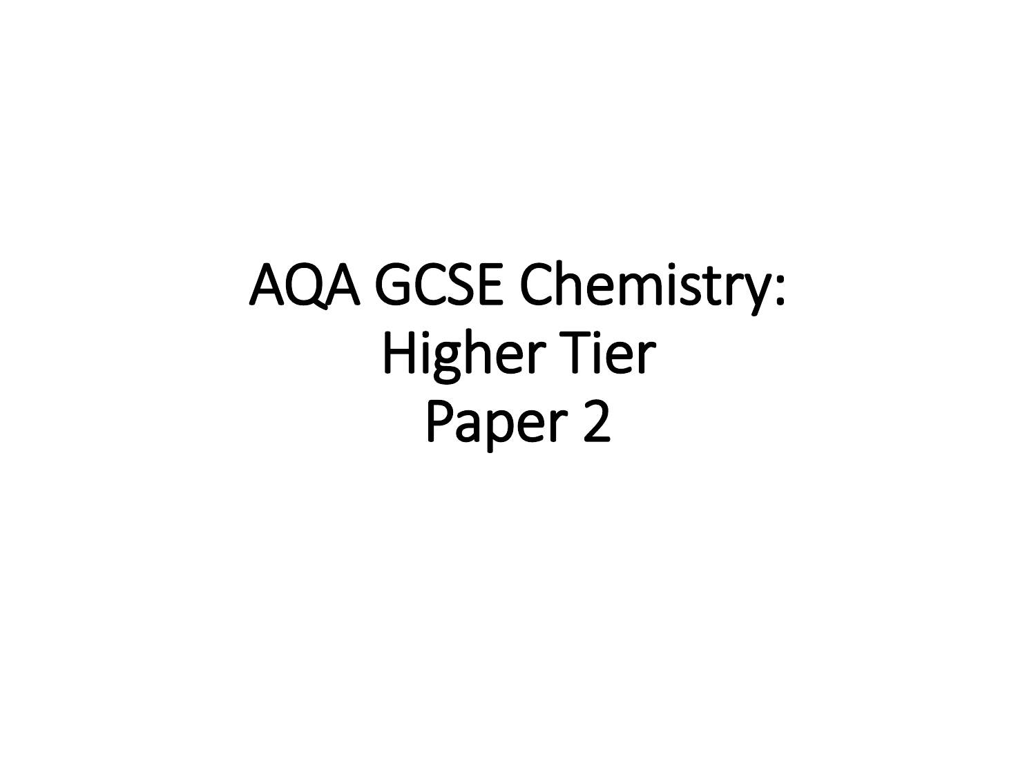# AQA GCSE Chemistry:
# Higher Tier
# Paper 2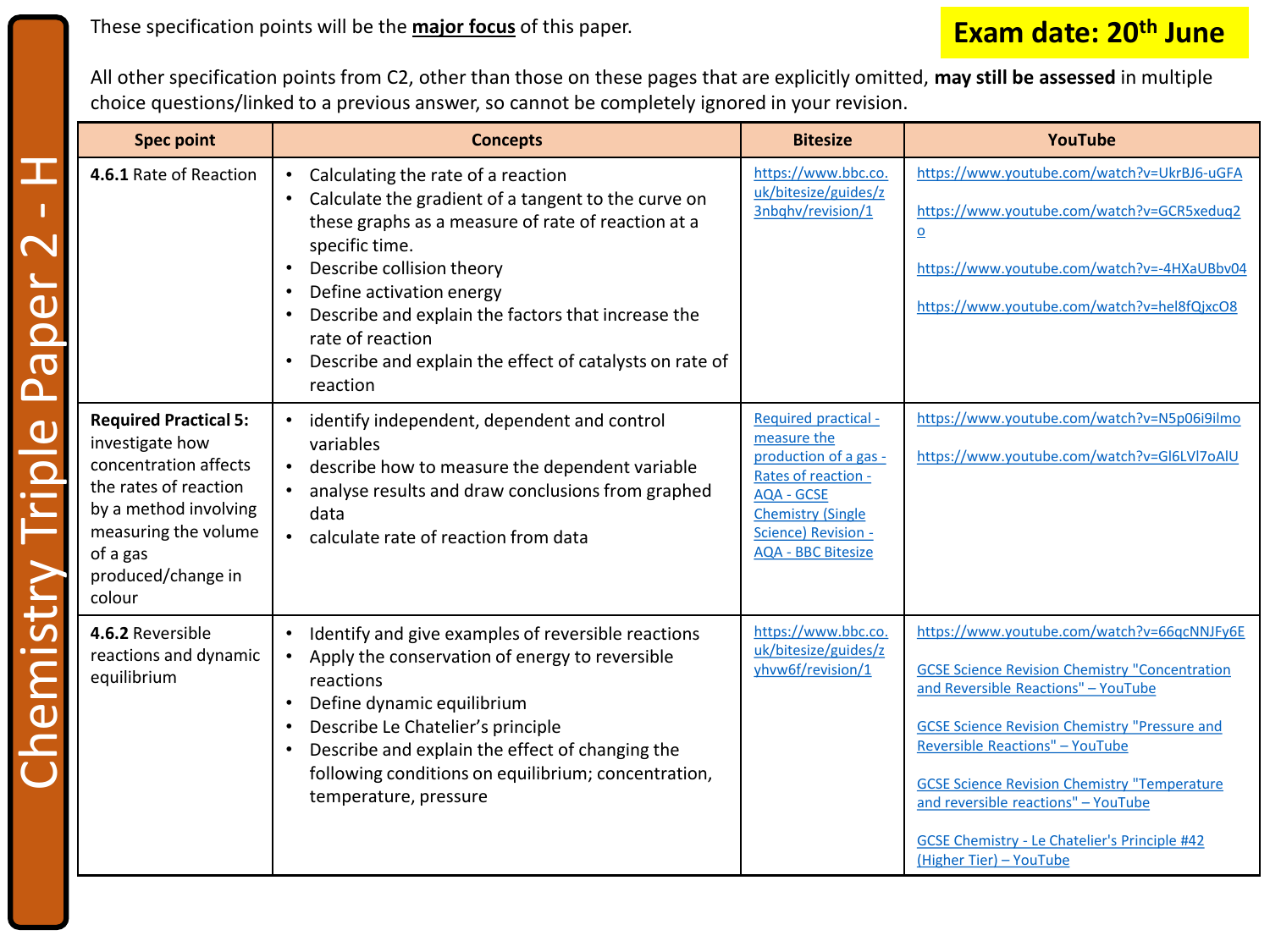# Chemistry Triple Paper 2 - H

**Exam date: 20th June**

These specification points will be the **major focus** of this paper.

All other specification points from C2, other than those on these pages that are explicitly omitted, **may still be assessed** in multiple choice questions/linked to a previous answer, so cannot be completely ignored in your revision.

| Spec point | Concepts | Bitesize | YouTube |
|---|---|---|---|
| **4.6.1** Rate of Reaction | • Calculating the rate of a reaction<br>• Calculate the gradient of a tangent to the curve on these graphs as a measure of rate of reaction at a specific time.<br>• Describe collision theory<br>• Define activation energy<br>• Describe and explain the factors that increase the rate of reaction<br>• Describe and explain the effect of catalysts on rate of reaction | https://www.bbc.co.uk/bitesize/guides/z3nbqhv/revision/1 | https://www.youtube.com/watch?v=UkrBJ6-uGFA<br><br>https://www.youtube.com/watch?v=GCR5xeduq2o<br><br>https://www.youtube.com/watch?v=-4HXaUBbv04<br><br>https://www.youtube.com/watch?v=hel8fQjxcO8 |
| **Required Practical 5:** investigate how concentration affects the rates of reaction by a method involving measuring the volume of a gas produced/change in colour | • identify independent, dependent and control variables<br>• describe how to measure the dependent variable<br>• analyse results and draw conclusions from graphed data<br>• calculate rate of reaction from data | Required practical - measure the production of a gas - Rates of reaction - AQA - GCSE Chemistry (Single Science) Revision - AQA - BBC Bitesize | https://www.youtube.com/watch?v=N5p06i9ilmo<br><br>https://www.youtube.com/watch?v=Gl6LVl7oAlU |
| **4.6.2** Reversible reactions and dynamic equilibrium | • Identify and give examples of reversible reactions<br>• Apply the conservation of energy to reversible reactions<br>• Define dynamic equilibrium<br>• Describe Le Chatelier's principle<br>• Describe and explain the effect of changing the following conditions on equilibrium; concentration, temperature, pressure | https://www.bbc.co.uk/bitesize/guides/zyhvw6f/revision/1 | https://www.youtube.com/watch?v=66qcNNJFy6E<br><br>GCSE Science Revision Chemistry "Concentration and Reversible Reactions" – YouTube<br><br>GCSE Science Revision Chemistry "Pressure and Reversible Reactions" – YouTube<br><br>GCSE Science Revision Chemistry "Temperature and reversible reactions" – YouTube<br><br>GCSE Chemistry - Le Chatelier's Principle #42 (Higher Tier) – YouTube |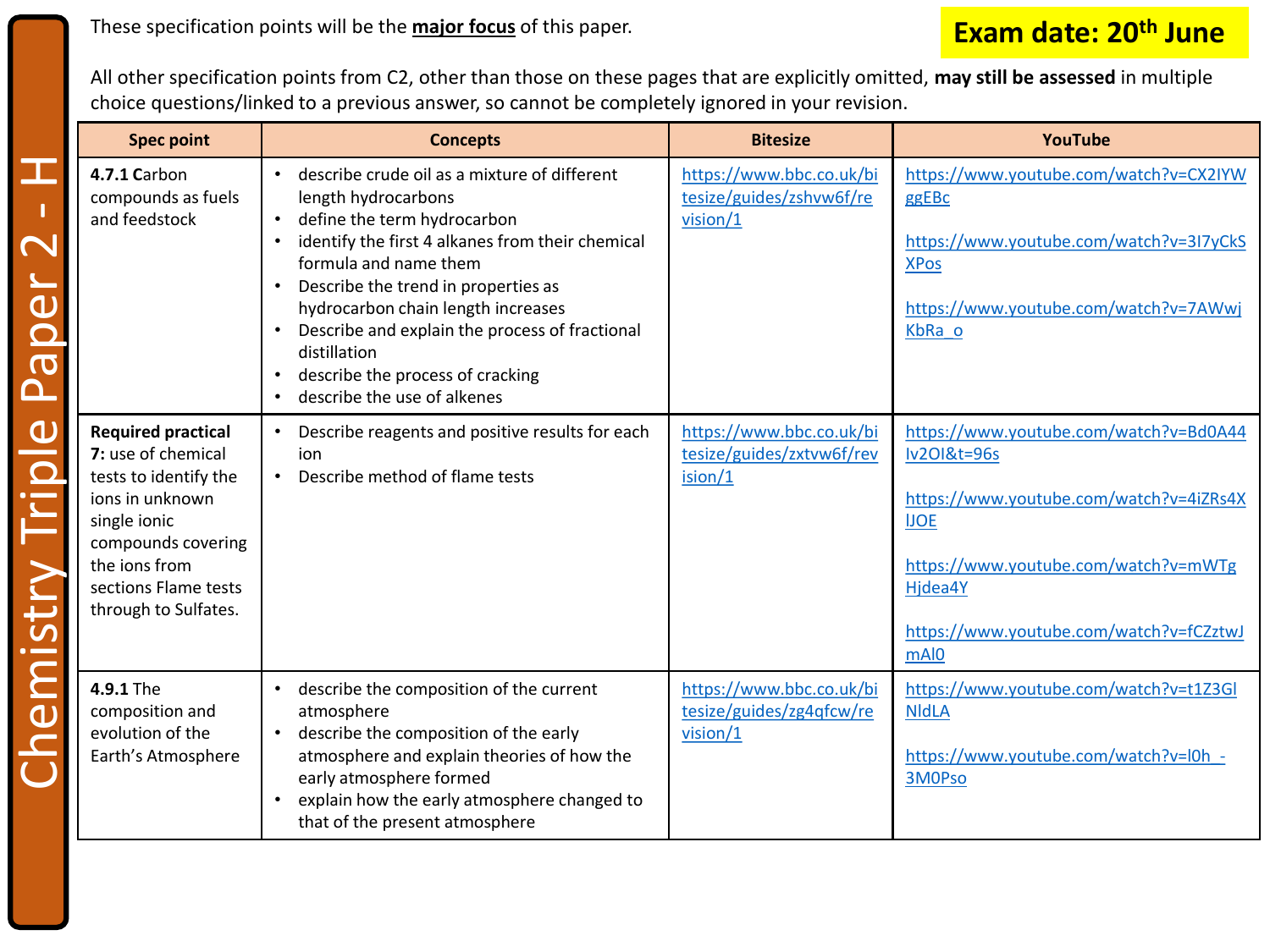# Chemistry Triple Paper 2 - H

**Exam date: 20th June**

These specification points will be the **major focus** of this paper.

All other specification points from C2, other than those on these pages that are explicitly omitted, **may still be assessed** in multiple choice questions/linked to a previous answer, so cannot be completely ignored in your revision.

| Spec point | Concepts | Bitesize | YouTube |
|---|---|---|---|
| **4.7.1** Carbon compounds as fuels and feedstock | • describe crude oil as a mixture of different length hydrocarbons<br>• define the term hydrocarbon<br>• identify the first 4 alkanes from their chemical formula and name them<br>• Describe the trend in properties as hydrocarbon chain length increases<br>• Describe and explain the process of fractional distillation<br>• describe the process of cracking<br>• describe the use of alkenes | https://www.bbc.co.uk/bitesize/guides/zshvw6f/revision/1 | https://www.youtube.com/watch?v=CX2IYWggEBc<br><br>https://www.youtube.com/watch?v=3I7yCkSXPos<br><br>https://www.youtube.com/watch?v=7AWwjKbRa_o |
| **Required practical 7:** use of chemical tests to identify the ions in unknown single ionic compounds covering the ions from sections Flame tests through to Sulfates. | • Describe reagents and positive results for each ion<br>• Describe method of flame tests | https://www.bbc.co.uk/bitesize/guides/zxtvw6f/revision/1 | https://www.youtube.com/watch?v=Bd0A44Iv2OI&t=96s<br><br>https://www.youtube.com/watch?v=4iZRs4XIJOE<br><br>https://www.youtube.com/watch?v=mWTgHjdea4Y<br><br>https://www.youtube.com/watch?v=fCZztwJmAl0 |
| **4.9.1** The composition and evolution of the Earth's Atmosphere | • describe the composition of the current atmosphere<br>• describe the composition of the early atmosphere and explain theories of how the early atmosphere formed<br>• explain how the early atmosphere changed to that of the present atmosphere | https://www.bbc.co.uk/bitesize/guides/zg4qfcw/revision/1 | https://www.youtube.com/watch?v=t1Z3GlNldLA<br><br>https://www.youtube.com/watch?v=l0h_-3M0Pso |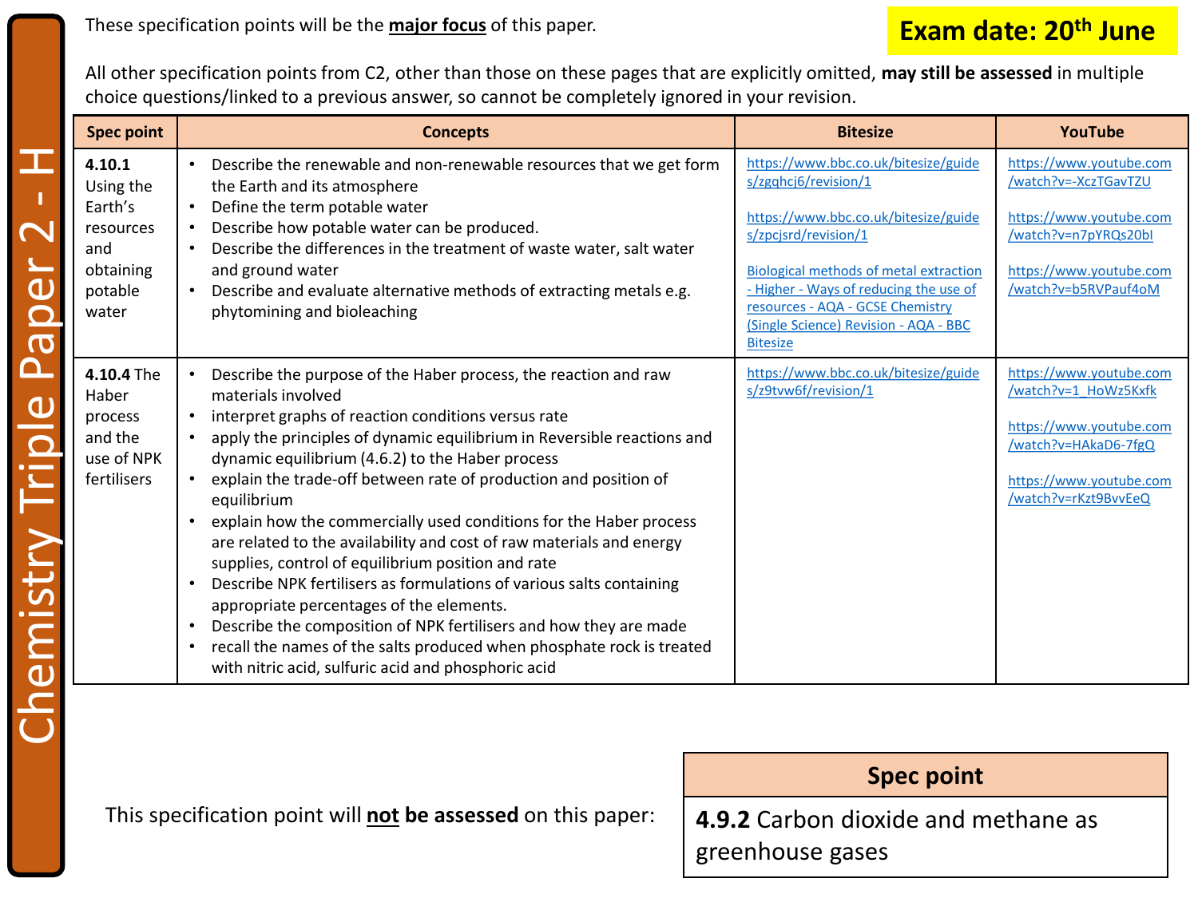Chemistry Triple Paper 2 - H

**Exam date: 20th June**

These specification points will be the **major focus** of this paper.

All other specification points from C2, other than those on these pages that are explicitly omitted, **may still be assessed** in multiple choice questions/linked to a previous answer, so cannot be completely ignored in your revision.

| Spec point | Concepts | Bitesize | YouTube |
|---|---|---|---|
| **4.10.1** Using the Earth's resources and obtaining potable water | • Describe the renewable and non-renewable resources that we get form the Earth and its atmosphere<br>• Define the term potable water<br>• Describe how potable water can be produced.<br>• Describe the differences in the treatment of waste water, salt water and ground water<br>• Describe and evaluate alternative methods of extracting metals e.g. phytomining and bioleaching | https://www.bbc.co.uk/bitesize/guides/zgqhcj6/revision/1<br><br>https://www.bbc.co.uk/bitesize/guides/zpcjsrd/revision/1<br><br>Biological methods of metal extraction - Higher - Ways of reducing the use of resources - AQA - GCSE Chemistry (Single Science) Revision - AQA - BBC Bitesize | https://www.youtube.com/watch?v=-XczTGavTZU<br><br>https://www.youtube.com/watch?v=n7pYRQs20bI<br><br>https://www.youtube.com/watch?v=b5RVPauf4oM |
| **4.10.4** The Haber process and the use of NPK fertilisers | • Describe the purpose of the Haber process, the reaction and raw materials involved<br>• interpret graphs of reaction conditions versus rate<br>• apply the principles of dynamic equilibrium in Reversible reactions and dynamic equilibrium (4.6.2) to the Haber process<br>• explain the trade-off between rate of production and position of equilibrium<br>• explain how the commercially used conditions for the Haber process are related to the availability and cost of raw materials and energy supplies, control of equilibrium position and rate<br>• Describe NPK fertilisers as formulations of various salts containing appropriate percentages of the elements.<br>• Describe the composition of NPK fertilisers and how they are made<br>• recall the names of the salts produced when phosphate rock is treated with nitric acid, sulfuric acid and phosphoric acid | https://www.bbc.co.uk/bitesize/guides/z9tvw6f/revision/1 | https://www.youtube.com/watch?v=1_HoWz5Kxfk<br><br>https://www.youtube.com/watch?v=HAkaD6-7fgQ<br><br>https://www.youtube.com/watch?v=rKzt9BvvEeQ |

This specification point will **not be assessed** on this paper:

| Spec point |
|---|
| **4.9.2** Carbon dioxide and methane as greenhouse gases |